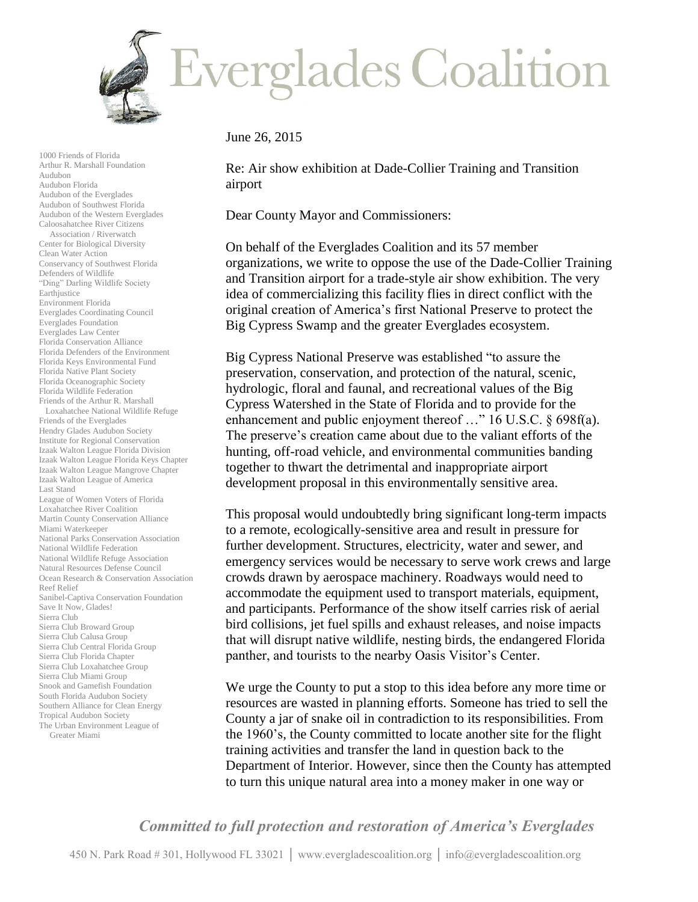# Everglades Coalition

1000 Friends of Florida
Arthur R. Marshall Foundation
Audubon
Audubon Florida
Audubon of the Everglades
Audubon of Southwest Florida
Audubon of the Western Everglades
Caloosahatchee River Citizens Association / Riverwatch
Center for Biological Diversity
Clean Water Action
Conservancy of Southwest Florida
Defenders of Wildlife
"Ding" Darling Wildlife Society
Earthjustice
Environment Florida
Everglades Coordinating Council
Everglades Foundation
Everglades Law Center
Florida Conservation Alliance
Florida Defenders of the Environment
Florida Keys Environmental Fund
Florida Native Plant Society
Florida Oceanographic Society
Florida Wildlife Federation
Friends of the Arthur R. Marshall Loxahatchee National Wildlife Refuge
Friends of the Everglades
Hendry Glades Audubon Society
Institute for Regional Conservation
Izaak Walton League Florida Division
Izaak Walton League Florida Keys Chapter
Izaak Walton League Mangrove Chapter
Izaak Walton League of America
Last Stand
League of Women Voters of Florida
Loxahatchee River Coalition
Martin County Conservation Alliance
Miami Waterkeeper
National Parks Conservation Association
National Wildlife Federation
National Wildlife Refuge Association
Natural Resources Defense Council
Ocean Research & Conservation Association
Reef Relief
Sanibel-Captiva Conservation Foundation
Save It Now, Glades!
Sierra Club
Sierra Club Broward Group
Sierra Club Calusa Group
Sierra Club Central Florida Group
Sierra Club Florida Chapter
Sierra Club Loxahatchee Group
Sierra Club Miami Group
Snook and Gamefish Foundation
South Florida Audubon Society
Southern Alliance for Clean Energy
Tropical Audubon Society
The Urban Environment League of Greater Miami

June 26, 2015

Re: Air show exhibition at Dade-Collier Training and Transition airport

Dear County Mayor and Commissioners:

On behalf of the Everglades Coalition and its 57 member organizations, we write to oppose the use of the Dade-Collier Training and Transition airport for a trade-style air show exhibition. The very idea of commercializing this facility flies in direct conflict with the original creation of America's first National Preserve to protect the Big Cypress Swamp and the greater Everglades ecosystem.

Big Cypress National Preserve was established "to assure the preservation, conservation, and protection of the natural, scenic, hydrologic, floral and faunal, and recreational values of the Big Cypress Watershed in the State of Florida and to provide for the enhancement and public enjoyment thereof …" 16 U.S.C. § 698f(a). The preserve's creation came about due to the valiant efforts of the hunting, off-road vehicle, and environmental communities banding together to thwart the detrimental and inappropriate airport development proposal in this environmentally sensitive area.

This proposal would undoubtedly bring significant long-term impacts to a remote, ecologically-sensitive area and result in pressure for further development. Structures, electricity, water and sewer, and emergency services would be necessary to serve work crews and large crowds drawn by aerospace machinery. Roadways would need to accommodate the equipment used to transport materials, equipment, and participants. Performance of the show itself carries risk of aerial bird collisions, jet fuel spills and exhaust releases, and noise impacts that will disrupt native wildlife, nesting birds, the endangered Florida panther, and tourists to the nearby Oasis Visitor's Center.

We urge the County to put a stop to this idea before any more time or resources are wasted in planning efforts. Someone has tried to sell the County a jar of snake oil in contradiction to its responsibilities. From the 1960's, the County committed to locate another site for the flight training activities and transfer the land in question back to the Department of Interior. However, since then the County has attempted to turn this unique natural area into a money maker in one way or

*Committed to full protection and restoration of America's Everglades*

450 N. Park Road # 301, Hollywood FL 33021 | www.evergladescoalition.org | info@evergladescoalition.org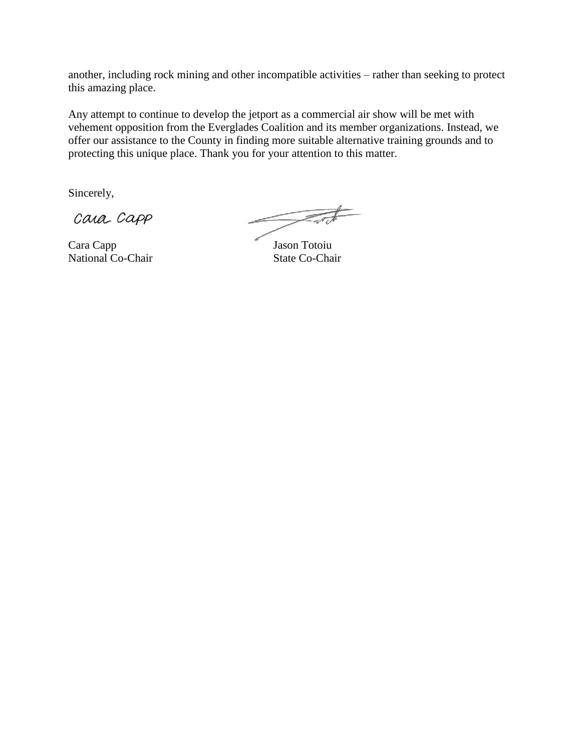another, including rock mining and other incompatible activities – rather than seeking to protect this amazing place.

Any attempt to continue to develop the jetport as a commercial air show will be met with vehement opposition from the Everglades Coalition and its member organizations. Instead, we offer our assistance to the County in finding more suitable alternative training grounds and to protecting this unique place. Thank you for your attention to this matter.

Sincerely,

Cara Capp
National Co-Chair

Jason Totoiu
State Co-Chair